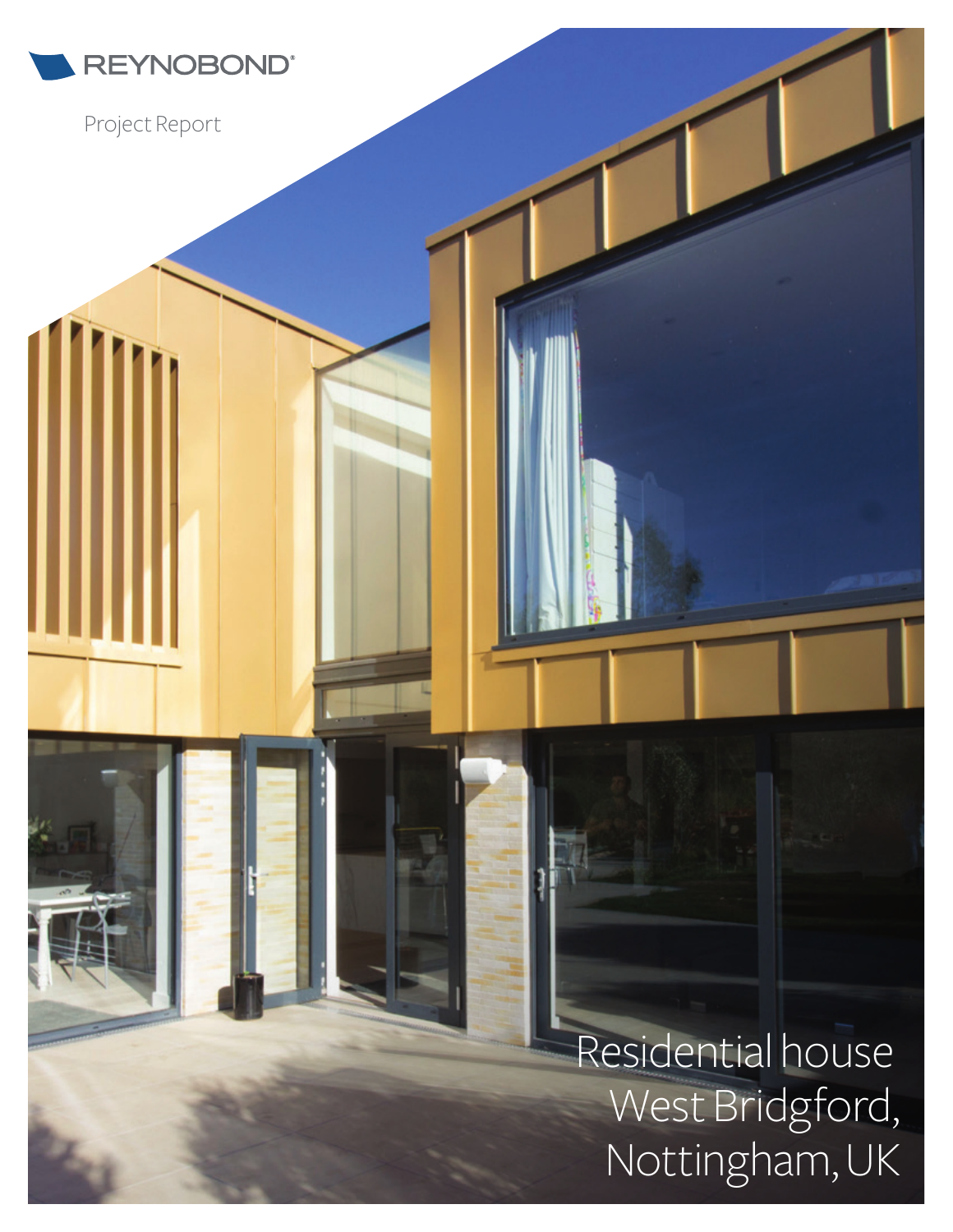REYNOBOND®

Project Report

# Residential house West Bridgford, Nottingham, UK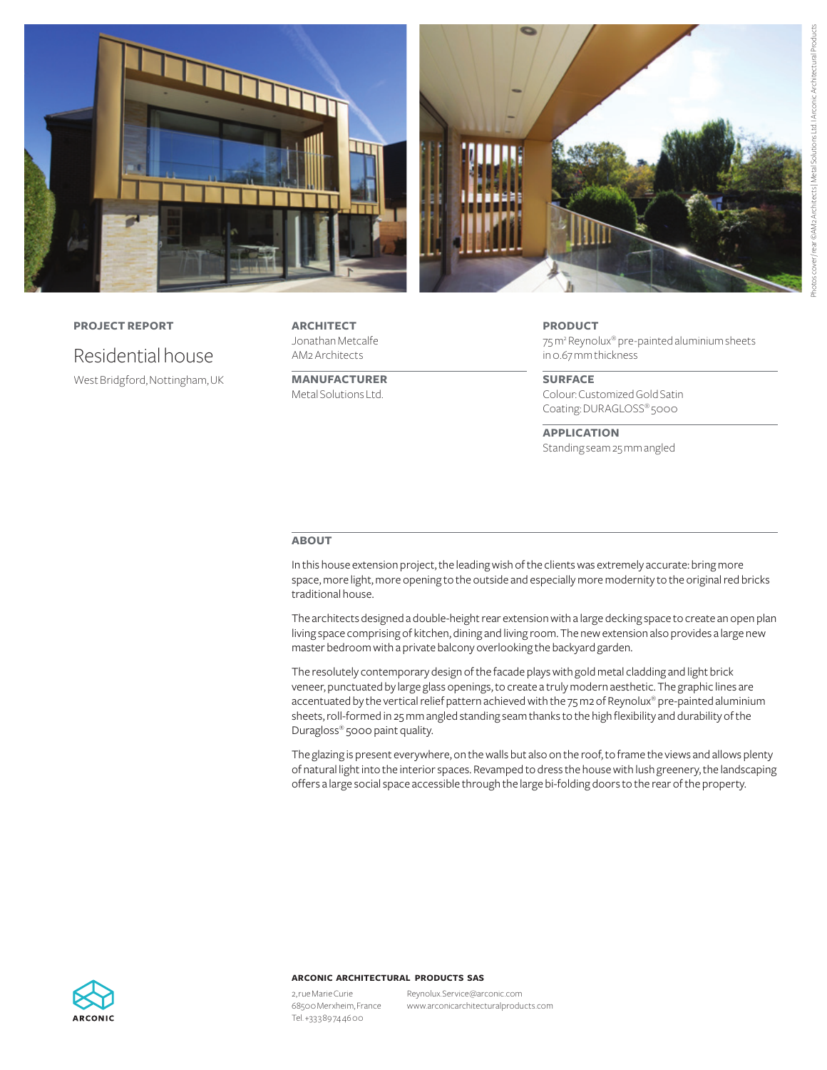## PROJECT REPORT

# Residential house

West Bridgford, Nottingham, UK

**ARCHITECT**
Jonathan Metcalfe
AM2 Architects

**MANUFACTURER**
Metal Solutions Ltd.

**PRODUCT**
75 m² Reynolux® pre-painted aluminium sheets in 0.67 mm thickness

**SURFACE**
Colour: Customized Gold Satin
Coating: DURAGLOSS® 5000

**APPLICATION**
Standing seam 25 mm angled

## ABOUT

In this house extension project, the leading wish of the clients was extremely accurate: bring more space, more light, more opening to the outside and especially more modernity to the original red bricks traditional house.

The architects designed a double-height rear extension with a large decking space to create an open plan living space comprising of kitchen, dining and living room. The new extension also provides a large new master bedroom with a private balcony overlooking the backyard garden.

The resolutely contemporary design of the facade plays with gold metal cladding and light brick veneer, punctuated by large glass openings, to create a truly modern aesthetic. The graphic lines are accentuated by the vertical relief pattern achieved with the 75 m2 of Reynolux® pre-painted aluminium sheets, roll-formed in 25 mm angled standing seam thanks to the high flexibility and durability of the Duragloss® 5000 paint quality.

The glazing is present everywhere, on the walls but also on the roof, to frame the views and allows plenty of natural light into the interior spaces. Revamped to dress the house with lush greenery, the landscaping offers a large social space accessible through the large bi-folding doors to the rear of the property.

Photos cover/rear ©AM2 Architects | Metal Solutions Ltd. | Arconic Architectural Products

ARCONIC

**ARCONIC ARCHITECTURAL PRODUCTS SAS**

2, rue Marie Curie
68500 Merxheim, France
Tel. +33389744600

Reynolux.Service@arconic.com
www.arconicarchitecturalproducts.com